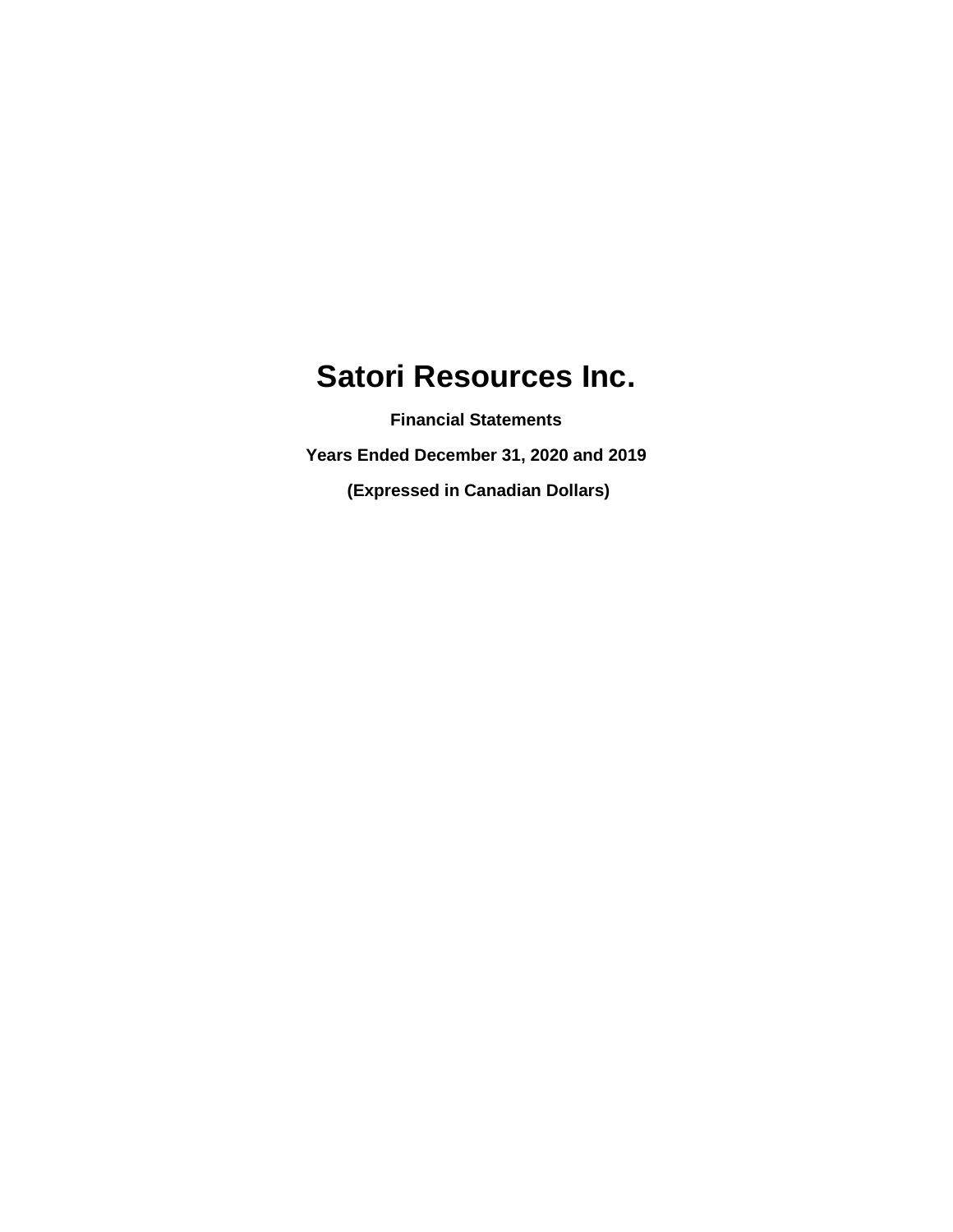# Satori Resources Inc.

**Financial Statements**

**Years Ended December 31, 2020 and 2019**

**(Expressed in Canadian Dollars)**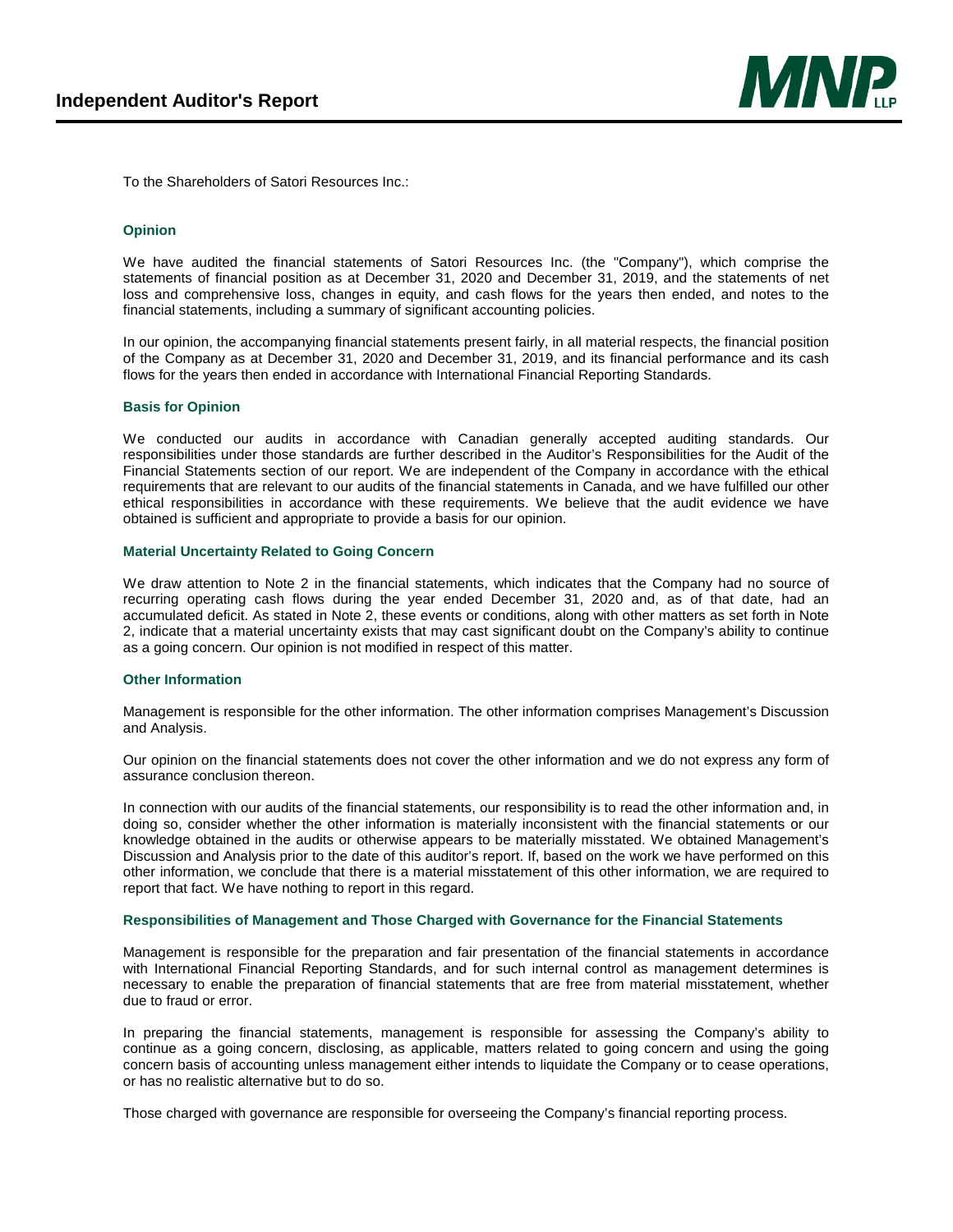# Independent Auditor's Report

To the Shareholders of Satori Resources Inc.:

## Opinion

We have audited the financial statements of Satori Resources Inc. (the "Company"), which comprise the statements of financial position as at December 31, 2020 and December 31, 2019, and the statements of net loss and comprehensive loss, changes in equity, and cash flows for the years then ended, and notes to the financial statements, including a summary of significant accounting policies.

In our opinion, the accompanying financial statements present fairly, in all material respects, the financial position of the Company as at December 31, 2020 and December 31, 2019, and its financial performance and its cash flows for the years then ended in accordance with International Financial Reporting Standards.

## Basis for Opinion

We conducted our audits in accordance with Canadian generally accepted auditing standards. Our responsibilities under those standards are further described in the Auditor's Responsibilities for the Audit of the Financial Statements section of our report. We are independent of the Company in accordance with the ethical requirements that are relevant to our audits of the financial statements in Canada, and we have fulfilled our other ethical responsibilities in accordance with these requirements. We believe that the audit evidence we have obtained is sufficient and appropriate to provide a basis for our opinion.

## Material Uncertainty Related to Going Concern

We draw attention to Note 2 in the financial statements, which indicates that the Company had no source of recurring operating cash flows during the year ended December 31, 2020 and, as of that date, had an accumulated deficit. As stated in Note 2, these events or conditions, along with other matters as set forth in Note 2, indicate that a material uncertainty exists that may cast significant doubt on the Company's ability to continue as a going concern. Our opinion is not modified in respect of this matter.

## Other Information

Management is responsible for the other information. The other information comprises Management's Discussion and Analysis.

Our opinion on the financial statements does not cover the other information and we do not express any form of assurance conclusion thereon.

In connection with our audits of the financial statements, our responsibility is to read the other information and, in doing so, consider whether the other information is materially inconsistent with the financial statements or our knowledge obtained in the audits or otherwise appears to be materially misstated. We obtained Management's Discussion and Analysis prior to the date of this auditor's report. If, based on the work we have performed on this other information, we conclude that there is a material misstatement of this other information, we are required to report that fact. We have nothing to report in this regard.

## Responsibilities of Management and Those Charged with Governance for the Financial Statements

Management is responsible for the preparation and fair presentation of the financial statements in accordance with International Financial Reporting Standards, and for such internal control as management determines is necessary to enable the preparation of financial statements that are free from material misstatement, whether due to fraud or error.

In preparing the financial statements, management is responsible for assessing the Company's ability to continue as a going concern, disclosing, as applicable, matters related to going concern and using the going concern basis of accounting unless management either intends to liquidate the Company or to cease operations, or has no realistic alternative but to do so.

Those charged with governance are responsible for overseeing the Company's financial reporting process.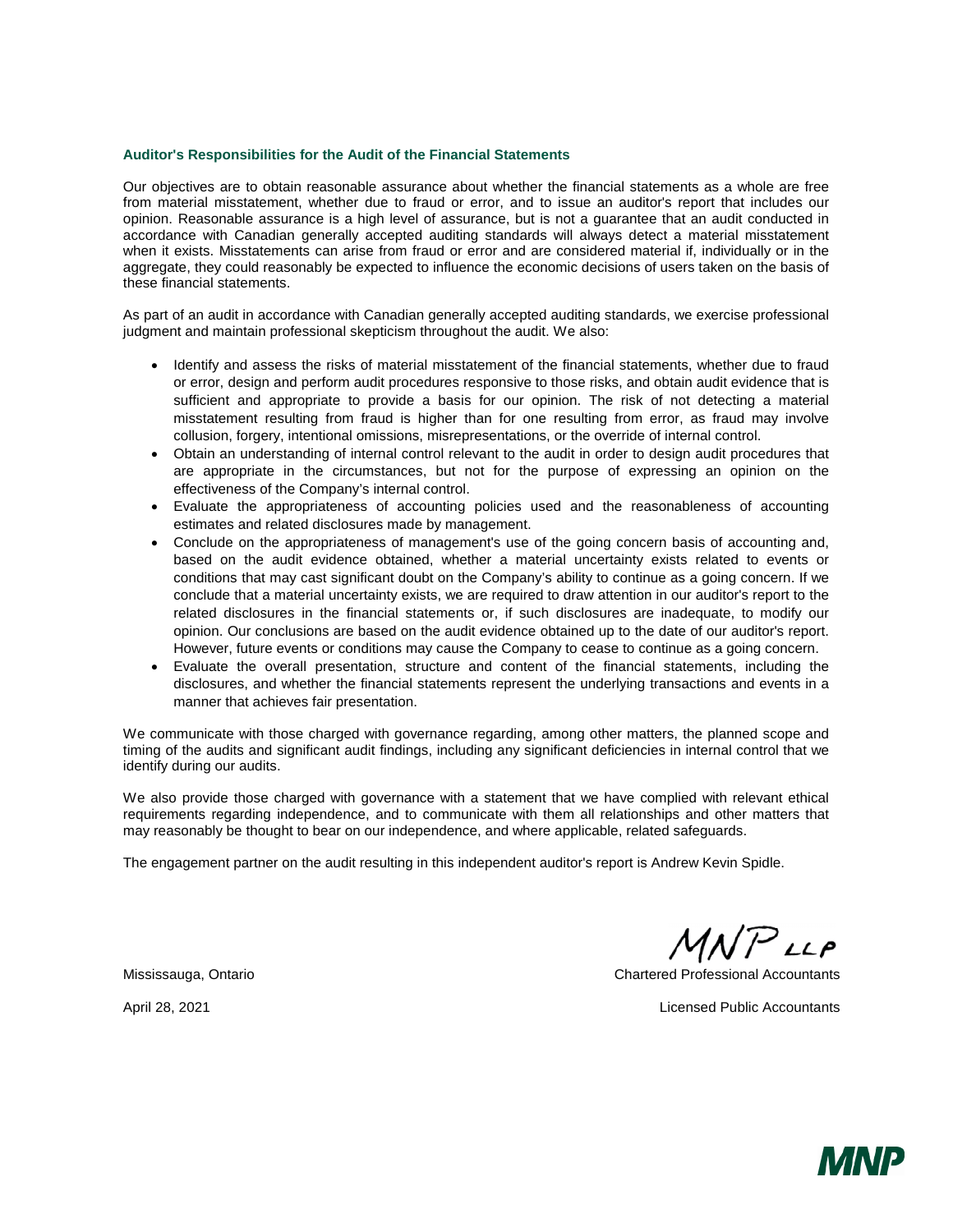### Auditor's Responsibilities for the Audit of the Financial Statements

Our objectives are to obtain reasonable assurance about whether the financial statements as a whole are free from material misstatement, whether due to fraud or error, and to issue an auditor's report that includes our opinion. Reasonable assurance is a high level of assurance, but is not a guarantee that an audit conducted in accordance with Canadian generally accepted auditing standards will always detect a material misstatement when it exists. Misstatements can arise from fraud or error and are considered material if, individually or in the aggregate, they could reasonably be expected to influence the economic decisions of users taken on the basis of these financial statements.

As part of an audit in accordance with Canadian generally accepted auditing standards, we exercise professional judgment and maintain professional skepticism throughout the audit. We also:

- Identify and assess the risks of material misstatement of the financial statements, whether due to fraud or error, design and perform audit procedures responsive to those risks, and obtain audit evidence that is sufficient and appropriate to provide a basis for our opinion. The risk of not detecting a material misstatement resulting from fraud is higher than for one resulting from error, as fraud may involve collusion, forgery, intentional omissions, misrepresentations, or the override of internal control.
- Obtain an understanding of internal control relevant to the audit in order to design audit procedures that are appropriate in the circumstances, but not for the purpose of expressing an opinion on the effectiveness of the Company's internal control.
- Evaluate the appropriateness of accounting policies used and the reasonableness of accounting estimates and related disclosures made by management.
- Conclude on the appropriateness of management's use of the going concern basis of accounting and, based on the audit evidence obtained, whether a material uncertainty exists related to events or conditions that may cast significant doubt on the Company's ability to continue as a going concern. If we conclude that a material uncertainty exists, we are required to draw attention in our auditor's report to the related disclosures in the financial statements or, if such disclosures are inadequate, to modify our opinion. Our conclusions are based on the audit evidence obtained up to the date of our auditor's report. However, future events or conditions may cause the Company to cease to continue as a going concern.
- Evaluate the overall presentation, structure and content of the financial statements, including the disclosures, and whether the financial statements represent the underlying transactions and events in a manner that achieves fair presentation.

We communicate with those charged with governance regarding, among other matters, the planned scope and timing of the audits and significant audit findings, including any significant deficiencies in internal control that we identify during our audits.

We also provide those charged with governance with a statement that we have complied with relevant ethical requirements regarding independence, and to communicate with them all relationships and other matters that may reasonably be thought to bear on our independence, and where applicable, related safeguards.

The engagement partner on the audit resulting in this independent auditor's report is Andrew Kevin Spidle.

MNP LLP

Mississauga, Ontario

April 28, 2021

Chartered Professional Accountants

Licensed Public Accountants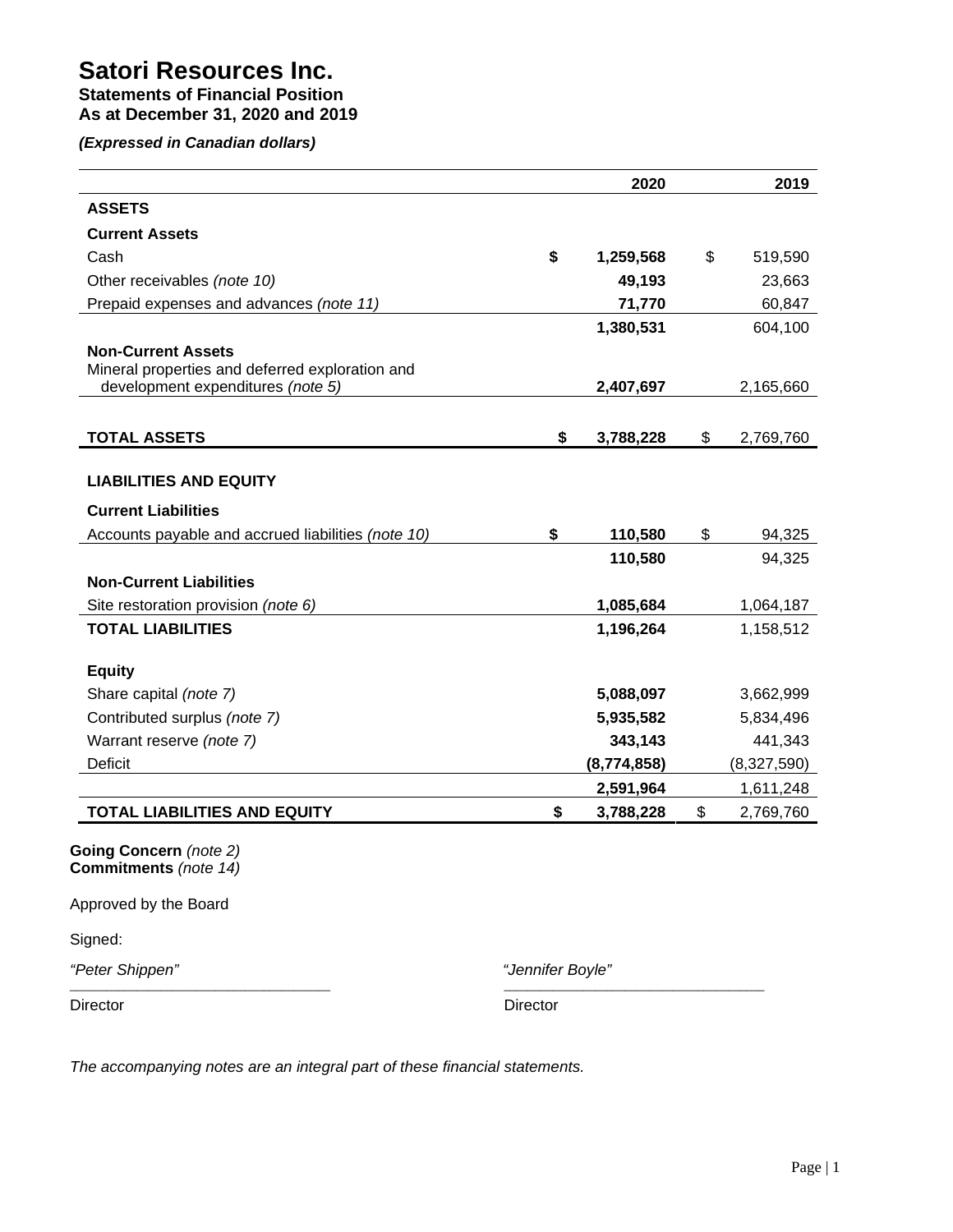# Satori Resources Inc.

## Statements of Financial Position
## As at December 31, 2020 and 2019

***(Expressed in Canadian dollars)***

| | | 2020 | | 2019 |
|---|---|---|---|---|
| **ASSETS** | | | | |
| **Current Assets** | | | | |
| Cash | **$** | **1,259,568** | $ | 519,590 |
| Other receivables *(note 10)* | | **49,193** | | 23,663 |
| Prepaid expenses and advances *(note 11)* | | **71,770** | | 60,847 |
| | | **1,380,531** | | 604,100 |
| **Non-Current Assets** | | | | |
| Mineral properties and deferred exploration and development expenditures *(note 5)* | | **2,407,697** | | 2,165,660 |
| **TOTAL ASSETS** | **$** | **3,788,228** | $ | 2,769,760 |
| **LIABILITIES AND EQUITY** | | | | |
| **Current Liabilities** | | | | |
| Accounts payable and accrued liabilities *(note 10)* | **$** | **110,580** | $ | 94,325 |
| | | **110,580** | | 94,325 |
| **Non-Current Liabilities** | | | | |
| Site restoration provision *(note 6)* | | **1,085,684** | | 1,064,187 |
| **TOTAL LIABILITIES** | | **1,196,264** | | 1,158,512 |
| **Equity** | | | | |
| Share capital *(note 7)* | | **5,088,097** | | 3,662,999 |
| Contributed surplus *(note 7)* | | **5,935,582** | | 5,834,496 |
| Warrant reserve *(note 7)* | | **343,143** | | 441,343 |
| Deficit | | **(8,774,858)** | | (8,327,590) |
| | | **2,591,964** | | 1,611,248 |
| **TOTAL LIABILITIES AND EQUITY** | **$** | **3,788,228** | $ | 2,769,760 |

**Going Concern** *(note 2)*
**Commitments** *(note 14)*

Approved by the Board

Signed:

*"Peter Shippen"* — Director

*"Jennifer Boyle"* — Director

*The accompanying notes are an integral part of these financial statements.*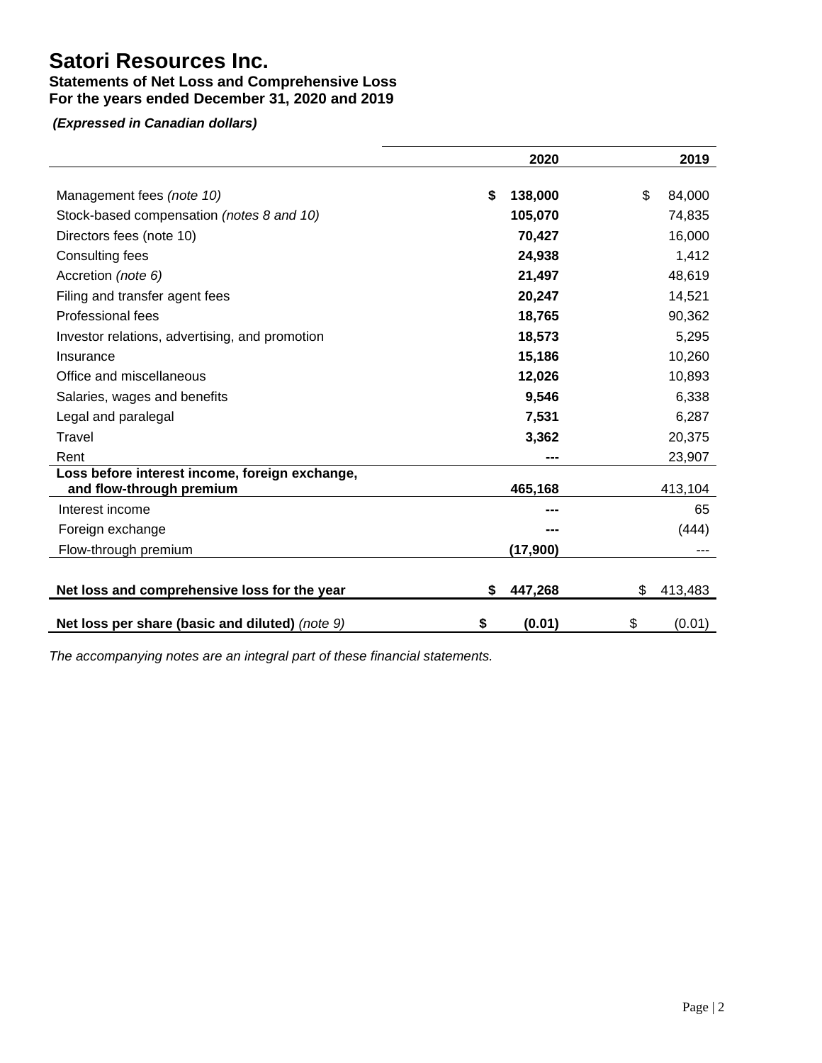# Satori Resources Inc.

## Statements of Net Loss and Comprehensive Loss
## For the years ended December 31, 2020 and 2019

***(Expressed in Canadian dollars)***

| | 2020 | 2019 |
|---|---|---|
| Management fees *(note 10)* | **$ 138,000** | $ 84,000 |
| Stock-based compensation *(notes 8 and 10)* | **105,070** | 74,835 |
| Directors fees (note 10) | **70,427** | 16,000 |
| Consulting fees | **24,938** | 1,412 |
| Accretion *(note 6)* | **21,497** | 48,619 |
| Filing and transfer agent fees | **20,247** | 14,521 |
| Professional fees | **18,765** | 90,362 |
| Investor relations, advertising, and promotion | **18,573** | 5,295 |
| Insurance | **15,186** | 10,260 |
| Office and miscellaneous | **12,026** | 10,893 |
| Salaries, wages and benefits | **9,546** | 6,338 |
| Legal and paralegal | **7,531** | 6,287 |
| Travel | **3,362** | 20,375 |
| Rent | **---** | 23,907 |
| **Loss before interest income, foreign exchange, and flow-through premium** | **465,168** | 413,104 |
| Interest income | **---** | 65 |
| Foreign exchange | **---** | (444) |
| Flow-through premium | **(17,900)** | --- |
| **Net loss and comprehensive loss for the year** | **$ 447,268** | $ 413,483 |
| **Net loss per share (basic and diluted)** *(note 9)* | **$ (0.01)** | $ (0.01) |

*The accompanying notes are an integral part of these financial statements.*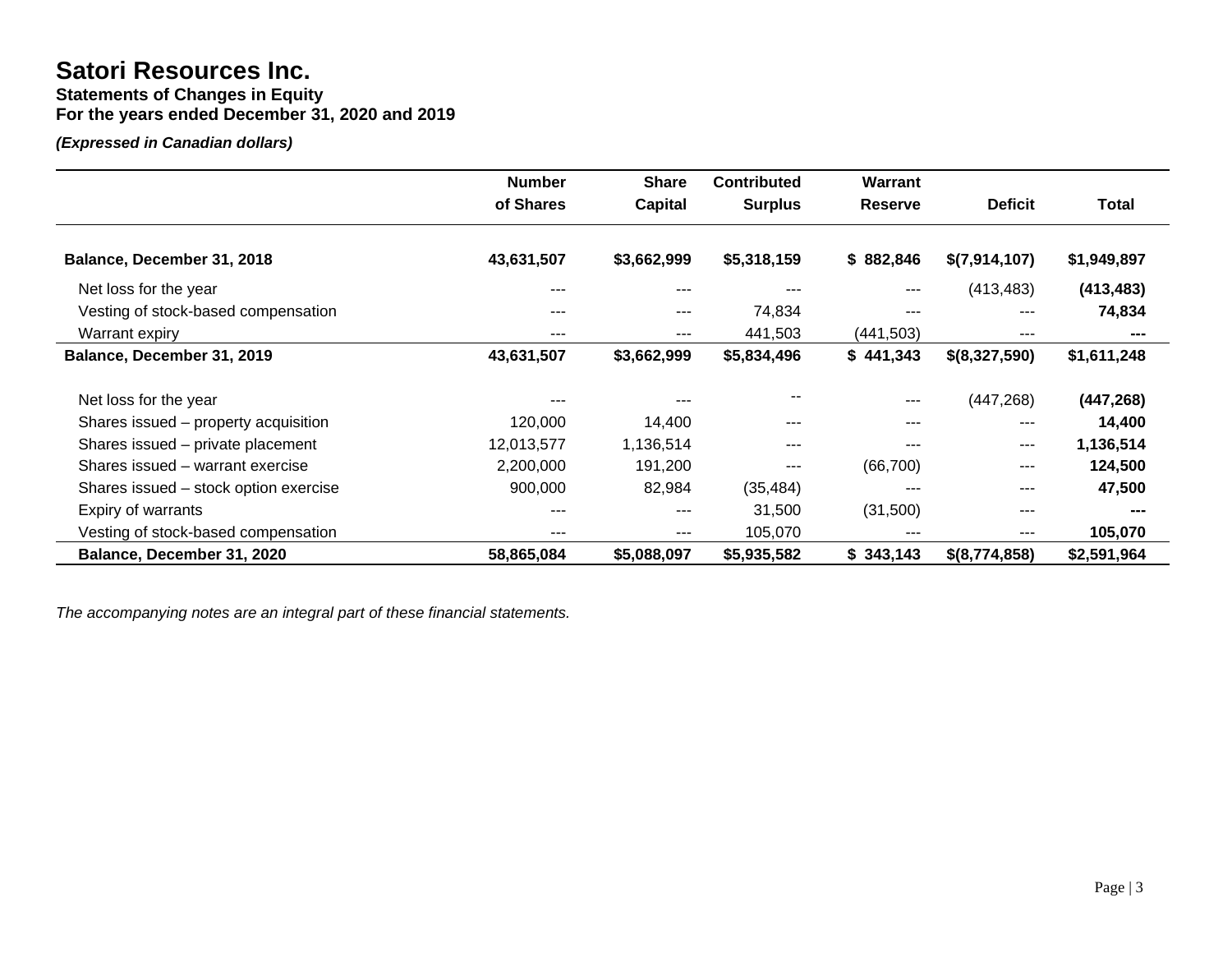# Satori Resources Inc.

**Statements of Changes in Equity**
**For the years ended December 31, 2020 and 2019**

***(Expressed in Canadian dollars)***

| | Number of Shares | Share Capital | Contributed Surplus | Warrant Reserve | Deficit | Total |
|---|---|---|---|---|---|---|
| **Balance, December 31, 2018** | **43,631,507** | **$3,662,999** | **$5,318,159** | **$ 882,846** | **$(7,914,107)** | **$1,949,897** |
| Net loss for the year | --- | --- | --- | --- | (413,483) | **(413,483)** |
| Vesting of stock-based compensation | --- | --- | 74,834 | --- | --- | **74,834** |
| Warrant expiry | --- | --- | 441,503 | (441,503) | --- | **---** |
| **Balance, December 31, 2019** | **43,631,507** | **$3,662,999** | **$5,834,496** | **$ 441,343** | **$(8,327,590)** | **$1,611,248** |
| Net loss for the year | --- | --- | -- | --- | (447,268) | **(447,268)** |
| Shares issued – property acquisition | 120,000 | 14,400 | --- | --- | --- | **14,400** |
| Shares issued – private placement | 12,013,577 | 1,136,514 | --- | --- | --- | **1,136,514** |
| Shares issued – warrant exercise | 2,200,000 | 191,200 | --- | (66,700) | --- | **124,500** |
| Shares issued – stock option exercise | 900,000 | 82,984 | (35,484) | --- | --- | **47,500** |
| Expiry of warrants | --- | --- | 31,500 | (31,500) | --- | **---** |
| Vesting of stock-based compensation | --- | --- | 105,070 | --- | --- | **105,070** |
| **Balance, December 31, 2020** | **58,865,084** | **$5,088,097** | **$5,935,582** | **$ 343,143** | **$(8,774,858)** | **$2,591,964** |

*The accompanying notes are an integral part of these financial statements.*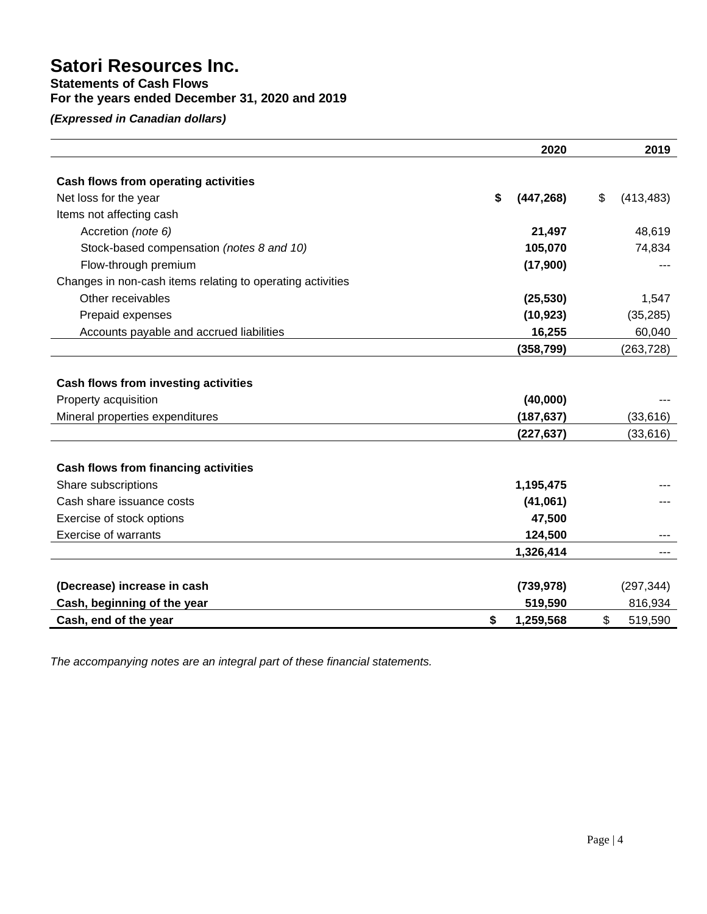# Satori Resources Inc.

## Statements of Cash Flows

## For the years ended December 31, 2020 and 2019

***(Expressed in Canadian dollars)***

| | 2020 | 2019 |
|---|---|---|
| **Cash flows from operating activities** | | |
| Net loss for the year | **$ (447,268)** | $ (413,483) |
| Items not affecting cash | | |
| Accretion *(note 6)* | **21,497** | 48,619 |
| Stock-based compensation *(notes 8 and 10)* | **105,070** | 74,834 |
| Flow-through premium | **(17,900)** | --- |
| Changes in non-cash items relating to operating activities | | |
| Other receivables | **(25,530)** | 1,547 |
| Prepaid expenses | **(10,923)** | (35,285) |
| Accounts payable and accrued liabilities | **16,255** | 60,040 |
| | **(358,799)** | (263,728) |
| **Cash flows from investing activities** | | |
| Property acquisition | **(40,000)** | --- |
| Mineral properties expenditures | **(187,637)** | (33,616) |
| | **(227,637)** | (33,616) |
| **Cash flows from financing activities** | | |
| Share subscriptions | **1,195,475** | --- |
| Cash share issuance costs | **(41,061)** | --- |
| Exercise of stock options | **47,500** | |
| Exercise of warrants | **124,500** | --- |
| | **1,326,414** | --- |
| **(Decrease) increase in cash** | **(739,978)** | (297,344) |
| **Cash, beginning of the year** | **519,590** | 816,934 |
| **Cash, end of the year** | **$ 1,259,568** | $ 519,590 |

*The accompanying notes are an integral part of these financial statements.*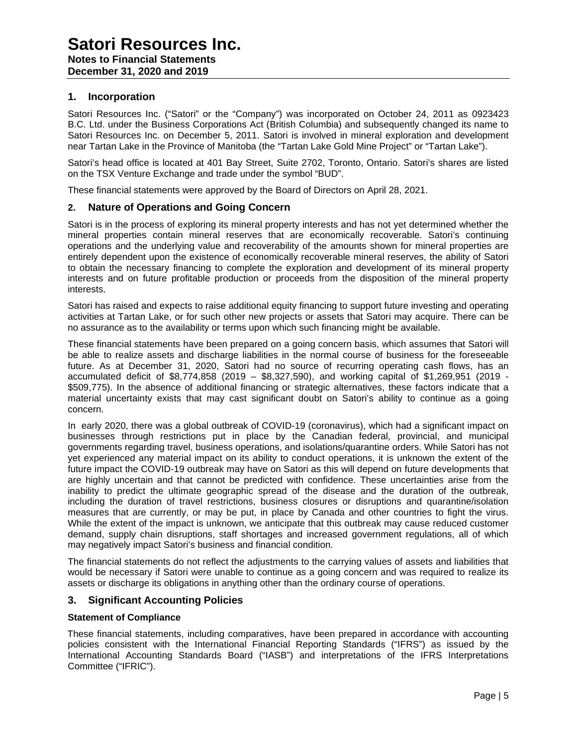# Satori Resources Inc.

**Notes to Financial Statements**
**December 31, 2020 and 2019**

## 1. Incorporation

Satori Resources Inc. ("Satori" or the "Company") was incorporated on October 24, 2011 as 0923423 B.C. Ltd. under the Business Corporations Act (British Columbia) and subsequently changed its name to Satori Resources Inc. on December 5, 2011. Satori is involved in mineral exploration and development near Tartan Lake in the Province of Manitoba (the "Tartan Lake Gold Mine Project" or "Tartan Lake").

Satori's head office is located at 401 Bay Street, Suite 2702, Toronto, Ontario. Satori's shares are listed on the TSX Venture Exchange and trade under the symbol "BUD".

These financial statements were approved by the Board of Directors on April 28, 2021.

## 2. Nature of Operations and Going Concern

Satori is in the process of exploring its mineral property interests and has not yet determined whether the mineral properties contain mineral reserves that are economically recoverable. Satori's continuing operations and the underlying value and recoverability of the amounts shown for mineral properties are entirely dependent upon the existence of economically recoverable mineral reserves, the ability of Satori to obtain the necessary financing to complete the exploration and development of its mineral property interests and on future profitable production or proceeds from the disposition of the mineral property interests.

Satori has raised and expects to raise additional equity financing to support future investing and operating activities at Tartan Lake, or for such other new projects or assets that Satori may acquire. There can be no assurance as to the availability or terms upon which such financing might be available.

These financial statements have been prepared on a going concern basis, which assumes that Satori will be able to realize assets and discharge liabilities in the normal course of business for the foreseeable future. As at December 31, 2020, Satori had no source of recurring operating cash flows, has an accumulated deficit of $8,774,858 (2019 – $8,327,590), and working capital of $1,269,951 (2019 - $509,775). In the absence of additional financing or strategic alternatives, these factors indicate that a material uncertainty exists that may cast significant doubt on Satori's ability to continue as a going concern.

In early 2020, there was a global outbreak of COVID-19 (coronavirus), which had a significant impact on businesses through restrictions put in place by the Canadian federal, provincial, and municipal governments regarding travel, business operations, and isolations/quarantine orders. While Satori has not yet experienced any material impact on its ability to conduct operations, it is unknown the extent of the future impact the COVID-19 outbreak may have on Satori as this will depend on future developments that are highly uncertain and that cannot be predicted with confidence. These uncertainties arise from the inability to predict the ultimate geographic spread of the disease and the duration of the outbreak, including the duration of travel restrictions, business closures or disruptions and quarantine/isolation measures that are currently, or may be put, in place by Canada and other countries to fight the virus. While the extent of the impact is unknown, we anticipate that this outbreak may cause reduced customer demand, supply chain disruptions, staff shortages and increased government regulations, all of which may negatively impact Satori's business and financial condition.

The financial statements do not reflect the adjustments to the carrying values of assets and liabilities that would be necessary if Satori were unable to continue as a going concern and was required to realize its assets or discharge its obligations in anything other than the ordinary course of operations.

## 3. Significant Accounting Policies

### Statement of Compliance

These financial statements, including comparatives, have been prepared in accordance with accounting policies consistent with the International Financial Reporting Standards ("IFRS") as issued by the International Accounting Standards Board ("IASB") and interpretations of the IFRS Interpretations Committee ("IFRIC").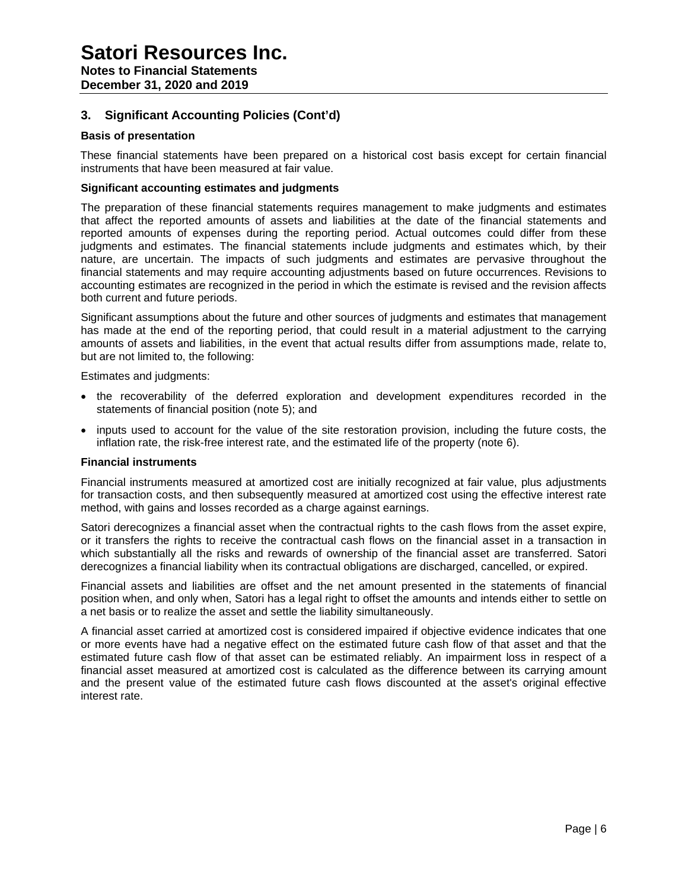## 3. Significant Accounting Policies (Cont'd)

### Basis of presentation

These financial statements have been prepared on a historical cost basis except for certain financial instruments that have been measured at fair value.

### Significant accounting estimates and judgments

The preparation of these financial statements requires management to make judgments and estimates that affect the reported amounts of assets and liabilities at the date of the financial statements and reported amounts of expenses during the reporting period. Actual outcomes could differ from these judgments and estimates. The financial statements include judgments and estimates which, by their nature, are uncertain. The impacts of such judgments and estimates are pervasive throughout the financial statements and may require accounting adjustments based on future occurrences. Revisions to accounting estimates are recognized in the period in which the estimate is revised and the revision affects both current and future periods.

Significant assumptions about the future and other sources of judgments and estimates that management has made at the end of the reporting period, that could result in a material adjustment to the carrying amounts of assets and liabilities, in the event that actual results differ from assumptions made, relate to, but are not limited to, the following:

Estimates and judgments:

- the recoverability of the deferred exploration and development expenditures recorded in the statements of financial position (note 5); and
- inputs used to account for the value of the site restoration provision, including the future costs, the inflation rate, the risk-free interest rate, and the estimated life of the property (note 6).

### Financial instruments

Financial instruments measured at amortized cost are initially recognized at fair value, plus adjustments for transaction costs, and then subsequently measured at amortized cost using the effective interest rate method, with gains and losses recorded as a charge against earnings.

Satori derecognizes a financial asset when the contractual rights to the cash flows from the asset expire, or it transfers the rights to receive the contractual cash flows on the financial asset in a transaction in which substantially all the risks and rewards of ownership of the financial asset are transferred. Satori derecognizes a financial liability when its contractual obligations are discharged, cancelled, or expired.

Financial assets and liabilities are offset and the net amount presented in the statements of financial position when, and only when, Satori has a legal right to offset the amounts and intends either to settle on a net basis or to realize the asset and settle the liability simultaneously.

A financial asset carried at amortized cost is considered impaired if objective evidence indicates that one or more events have had a negative effect on the estimated future cash flow of that asset and that the estimated future cash flow of that asset can be estimated reliably. An impairment loss in respect of a financial asset measured at amortized cost is calculated as the difference between its carrying amount and the present value of the estimated future cash flows discounted at the asset's original effective interest rate.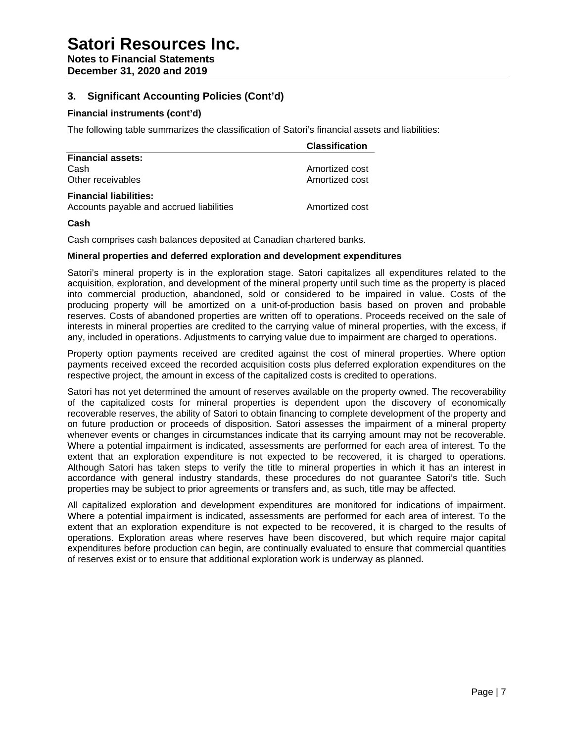## 3. Significant Accounting Policies (Cont'd)

### Financial instruments (cont'd)

The following table summarizes the classification of Satori's financial assets and liabilities:

| | Classification |
|---|---|
| **Financial assets:** | |
| Cash | Amortized cost |
| Other receivables | Amortized cost |
| **Financial liabilities:** | |
| Accounts payable and accrued liabilities | Amortized cost |

### Cash

Cash comprises cash balances deposited at Canadian chartered banks.

### Mineral properties and deferred exploration and development expenditures

Satori's mineral property is in the exploration stage. Satori capitalizes all expenditures related to the acquisition, exploration, and development of the mineral property until such time as the property is placed into commercial production, abandoned, sold or considered to be impaired in value. Costs of the producing property will be amortized on a unit-of-production basis based on proven and probable reserves. Costs of abandoned properties are written off to operations. Proceeds received on the sale of interests in mineral properties are credited to the carrying value of mineral properties, with the excess, if any, included in operations. Adjustments to carrying value due to impairment are charged to operations.

Property option payments received are credited against the cost of mineral properties. Where option payments received exceed the recorded acquisition costs plus deferred exploration expenditures on the respective project, the amount in excess of the capitalized costs is credited to operations.

Satori has not yet determined the amount of reserves available on the property owned. The recoverability of the capitalized costs for mineral properties is dependent upon the discovery of economically recoverable reserves, the ability of Satori to obtain financing to complete development of the property and on future production or proceeds of disposition. Satori assesses the impairment of a mineral property whenever events or changes in circumstances indicate that its carrying amount may not be recoverable. Where a potential impairment is indicated, assessments are performed for each area of interest. To the extent that an exploration expenditure is not expected to be recovered, it is charged to operations. Although Satori has taken steps to verify the title to mineral properties in which it has an interest in accordance with general industry standards, these procedures do not guarantee Satori's title. Such properties may be subject to prior agreements or transfers and, as such, title may be affected.

All capitalized exploration and development expenditures are monitored for indications of impairment. Where a potential impairment is indicated, assessments are performed for each area of interest. To the extent that an exploration expenditure is not expected to be recovered, it is charged to the results of operations. Exploration areas where reserves have been discovered, but which require major capital expenditures before production can begin, are continually evaluated to ensure that commercial quantities of reserves exist or to ensure that additional exploration work is underway as planned.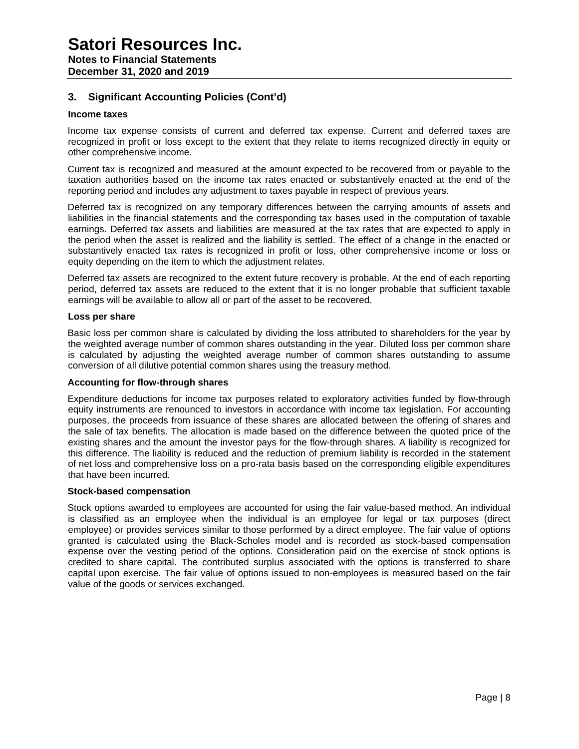## 3. Significant Accounting Policies (Cont'd)

### Income taxes

Income tax expense consists of current and deferred tax expense. Current and deferred taxes are recognized in profit or loss except to the extent that they relate to items recognized directly in equity or other comprehensive income.

Current tax is recognized and measured at the amount expected to be recovered from or payable to the taxation authorities based on the income tax rates enacted or substantively enacted at the end of the reporting period and includes any adjustment to taxes payable in respect of previous years.

Deferred tax is recognized on any temporary differences between the carrying amounts of assets and liabilities in the financial statements and the corresponding tax bases used in the computation of taxable earnings. Deferred tax assets and liabilities are measured at the tax rates that are expected to apply in the period when the asset is realized and the liability is settled. The effect of a change in the enacted or substantively enacted tax rates is recognized in profit or loss, other comprehensive income or loss or equity depending on the item to which the adjustment relates.

Deferred tax assets are recognized to the extent future recovery is probable. At the end of each reporting period, deferred tax assets are reduced to the extent that it is no longer probable that sufficient taxable earnings will be available to allow all or part of the asset to be recovered.

### Loss per share

Basic loss per common share is calculated by dividing the loss attributed to shareholders for the year by the weighted average number of common shares outstanding in the year. Diluted loss per common share is calculated by adjusting the weighted average number of common shares outstanding to assume conversion of all dilutive potential common shares using the treasury method.

### Accounting for flow-through shares

Expenditure deductions for income tax purposes related to exploratory activities funded by flow-through equity instruments are renounced to investors in accordance with income tax legislation. For accounting purposes, the proceeds from issuance of these shares are allocated between the offering of shares and the sale of tax benefits. The allocation is made based on the difference between the quoted price of the existing shares and the amount the investor pays for the flow-through shares. A liability is recognized for this difference. The liability is reduced and the reduction of premium liability is recorded in the statement of net loss and comprehensive loss on a pro-rata basis based on the corresponding eligible expenditures that have been incurred.

### Stock-based compensation

Stock options awarded to employees are accounted for using the fair value-based method. An individual is classified as an employee when the individual is an employee for legal or tax purposes (direct employee) or provides services similar to those performed by a direct employee. The fair value of options granted is calculated using the Black-Scholes model and is recorded as stock-based compensation expense over the vesting period of the options. Consideration paid on the exercise of stock options is credited to share capital. The contributed surplus associated with the options is transferred to share capital upon exercise. The fair value of options issued to non-employees is measured based on the fair value of the goods or services exchanged.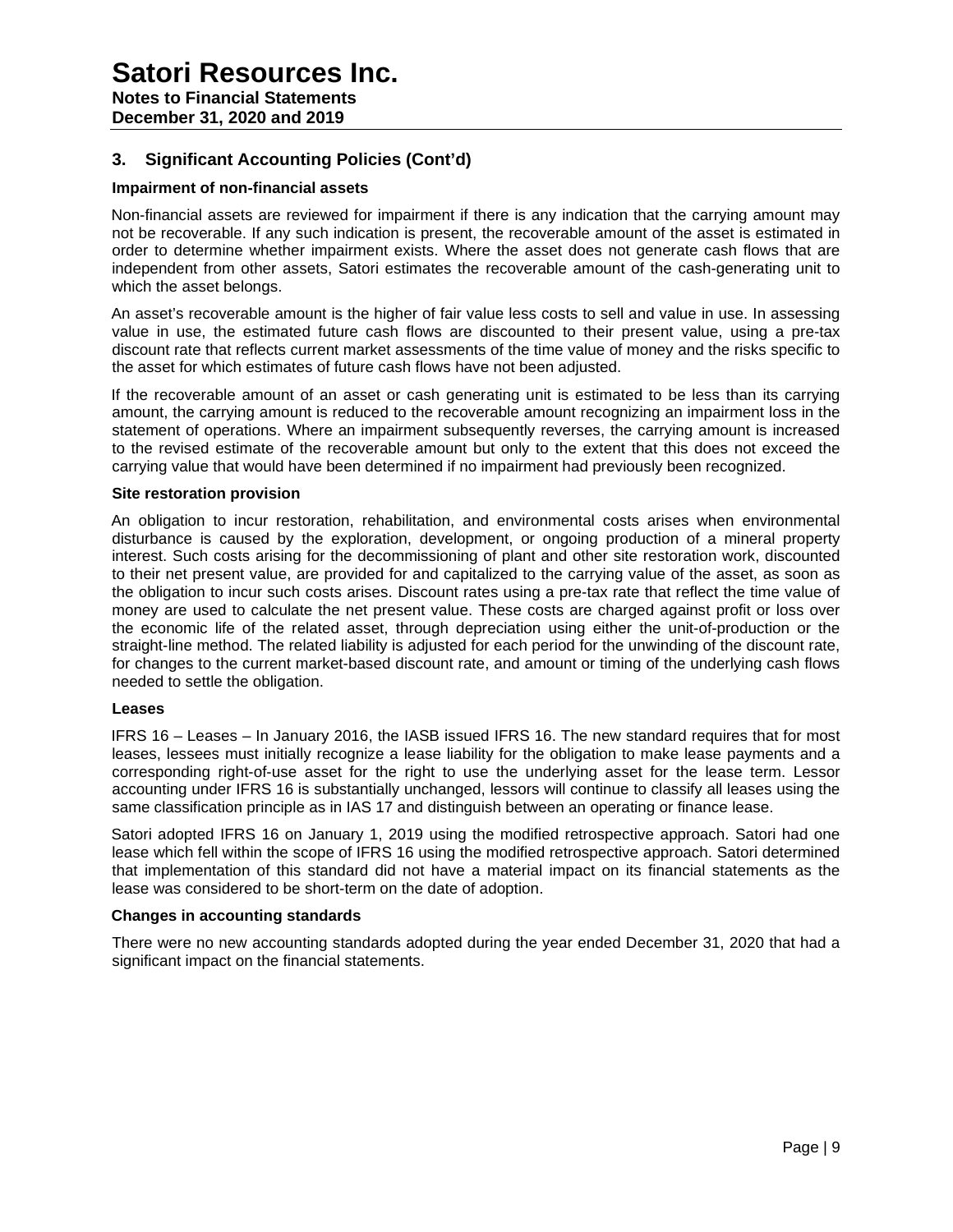## 3. Significant Accounting Policies (Cont'd)

### Impairment of non-financial assets

Non-financial assets are reviewed for impairment if there is any indication that the carrying amount may not be recoverable. If any such indication is present, the recoverable amount of the asset is estimated in order to determine whether impairment exists. Where the asset does not generate cash flows that are independent from other assets, Satori estimates the recoverable amount of the cash-generating unit to which the asset belongs.

An asset's recoverable amount is the higher of fair value less costs to sell and value in use. In assessing value in use, the estimated future cash flows are discounted to their present value, using a pre-tax discount rate that reflects current market assessments of the time value of money and the risks specific to the asset for which estimates of future cash flows have not been adjusted.

If the recoverable amount of an asset or cash generating unit is estimated to be less than its carrying amount, the carrying amount is reduced to the recoverable amount recognizing an impairment loss in the statement of operations. Where an impairment subsequently reverses, the carrying amount is increased to the revised estimate of the recoverable amount but only to the extent that this does not exceed the carrying value that would have been determined if no impairment had previously been recognized.

### Site restoration provision

An obligation to incur restoration, rehabilitation, and environmental costs arises when environmental disturbance is caused by the exploration, development, or ongoing production of a mineral property interest. Such costs arising for the decommissioning of plant and other site restoration work, discounted to their net present value, are provided for and capitalized to the carrying value of the asset, as soon as the obligation to incur such costs arises. Discount rates using a pre-tax rate that reflect the time value of money are used to calculate the net present value. These costs are charged against profit or loss over the economic life of the related asset, through depreciation using either the unit-of-production or the straight-line method. The related liability is adjusted for each period for the unwinding of the discount rate, for changes to the current market-based discount rate, and amount or timing of the underlying cash flows needed to settle the obligation.

### Leases

IFRS 16 – Leases – In January 2016, the IASB issued IFRS 16. The new standard requires that for most leases, lessees must initially recognize a lease liability for the obligation to make lease payments and a corresponding right-of-use asset for the right to use the underlying asset for the lease term. Lessor accounting under IFRS 16 is substantially unchanged, lessors will continue to classify all leases using the same classification principle as in IAS 17 and distinguish between an operating or finance lease.

Satori adopted IFRS 16 on January 1, 2019 using the modified retrospective approach. Satori had one lease which fell within the scope of IFRS 16 using the modified retrospective approach. Satori determined that implementation of this standard did not have a material impact on its financial statements as the lease was considered to be short-term on the date of adoption.

### Changes in accounting standards

There were no new accounting standards adopted during the year ended December 31, 2020 that had a significant impact on the financial statements.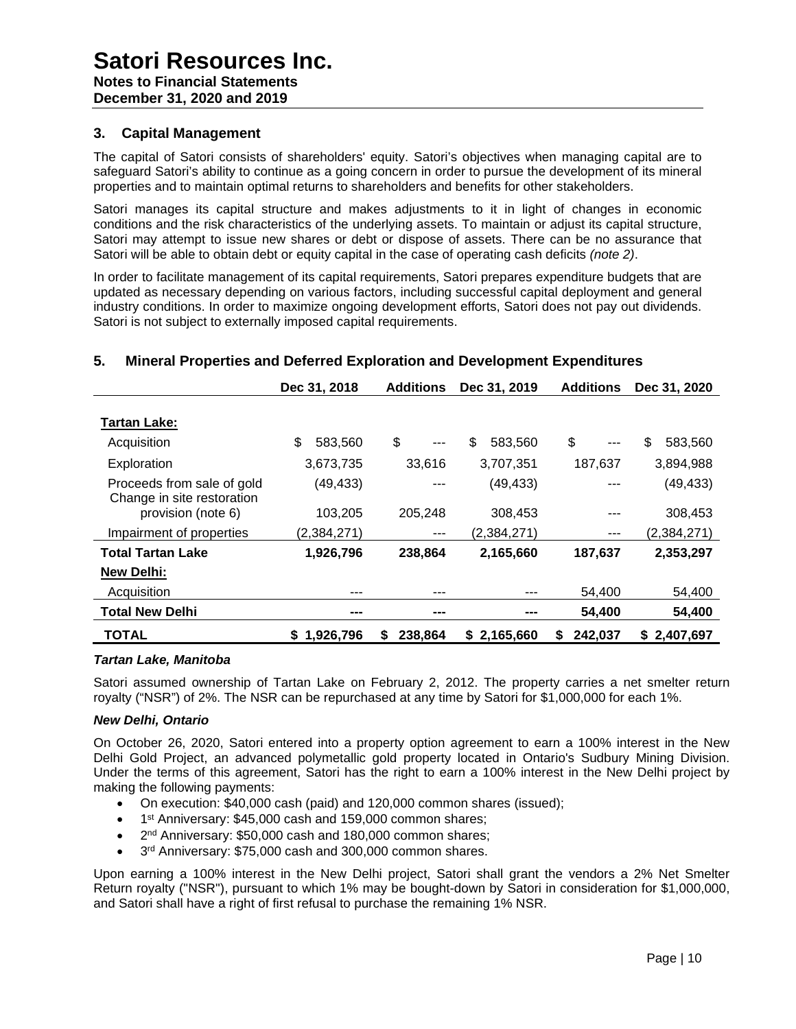## 3. Capital Management

The capital of Satori consists of shareholders' equity. Satori's objectives when managing capital are to safeguard Satori's ability to continue as a going concern in order to pursue the development of its mineral properties and to maintain optimal returns to shareholders and benefits for other stakeholders.

Satori manages its capital structure and makes adjustments to it in light of changes in economic conditions and the risk characteristics of the underlying assets. To maintain or adjust its capital structure, Satori may attempt to issue new shares or debt or dispose of assets. There can be no assurance that Satori will be able to obtain debt or equity capital in the case of operating cash deficits *(note 2)*.

In order to facilitate management of its capital requirements, Satori prepares expenditure budgets that are updated as necessary depending on various factors, including successful capital deployment and general industry conditions. In order to maximize ongoing development efforts, Satori does not pay out dividends. Satori is not subject to externally imposed capital requirements.

## 5. Mineral Properties and Deferred Exploration and Development Expenditures

| | Dec 31, 2018 | Additions | Dec 31, 2019 | Additions | Dec 31, 2020 |
|---|---|---|---|---|---|
| **Tartan Lake:** | | | | | |
| Acquisition | $ 583,560 | $ --- | $ 583,560 | $ --- | $ 583,560 |
| Exploration | 3,673,735 | 33,616 | 3,707,351 | 187,637 | 3,894,988 |
| Proceeds from sale of gold | (49,433) | --- | (49,433) | --- | (49,433) |
| Change in site restoration provision (note 6) | 103,205 | 205,248 | 308,453 | --- | 308,453 |
| Impairment of properties | (2,384,271) | --- | (2,384,271) | --- | (2,384,271) |
| **Total Tartan Lake** | **1,926,796** | **238,864** | **2,165,660** | **187,637** | **2,353,297** |
| **New Delhi:** | | | | | |
| Acquisition | --- | --- | --- | 54,400 | 54,400 |
| **Total New Delhi** | **---** | **---** | **---** | **54,400** | **54,400** |
| **TOTAL** | **$ 1,926,796** | **$ 238,864** | **$ 2,165,660** | **$ 242,037** | **$ 2,407,697** |

***Tartan Lake, Manitoba***

Satori assumed ownership of Tartan Lake on February 2, 2012. The property carries a net smelter return royalty ("NSR") of 2%. The NSR can be repurchased at any time by Satori for $1,000,000 for each 1%.

***New Delhi, Ontario***

On October 26, 2020, Satori entered into a property option agreement to earn a 100% interest in the New Delhi Gold Project, an advanced polymetallic gold property located in Ontario's Sudbury Mining Division. Under the terms of this agreement, Satori has the right to earn a 100% interest in the New Delhi project by making the following payments:

- On execution: $40,000 cash (paid) and 120,000 common shares (issued);
- 1st Anniversary: $45,000 cash and 159,000 common shares;
- 2nd Anniversary: $50,000 cash and 180,000 common shares;
- 3rd Anniversary: $75,000 cash and 300,000 common shares.

Upon earning a 100% interest in the New Delhi project, Satori shall grant the vendors a 2% Net Smelter Return royalty ("NSR"), pursuant to which 1% may be bought-down by Satori in consideration for $1,000,000, and Satori shall have a right of first refusal to purchase the remaining 1% NSR.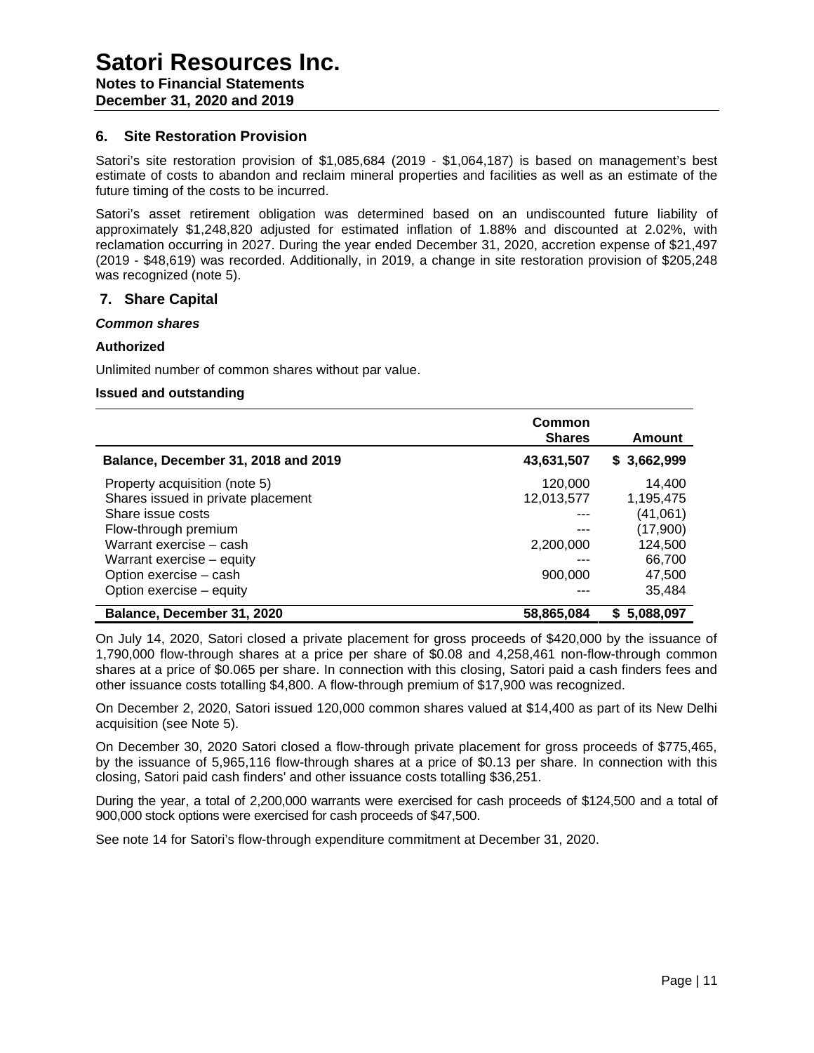## 6. Site Restoration Provision

Satori's site restoration provision of $1,085,684 (2019 - $1,064,187) is based on management's best estimate of costs to abandon and reclaim mineral properties and facilities as well as an estimate of the future timing of the costs to be incurred.

Satori's asset retirement obligation was determined based on an undiscounted future liability of approximately $1,248,820 adjusted for estimated inflation of 1.88% and discounted at 2.02%, with reclamation occurring in 2027. During the year ended December 31, 2020, accretion expense of $21,497 (2019 - $48,619) was recorded. Additionally, in 2019, a change in site restoration provision of $205,248 was recognized (note 5).

## 7. Share Capital

***Common shares***

**Authorized**

Unlimited number of common shares without par value.

**Issued and outstanding**

| | Common Shares | Amount |
|---|---|---|
| **Balance, December 31, 2018 and 2019** | **43,631,507** | **$ 3,662,999** |
| Property acquisition (note 5) | 120,000 | 14,400 |
| Shares issued in private placement | 12,013,577 | 1,195,475 |
| Share issue costs | --- | (41,061) |
| Flow-through premium | --- | (17,900) |
| Warrant exercise – cash | 2,200,000 | 124,500 |
| Warrant exercise – equity | --- | 66,700 |
| Option exercise – cash | 900,000 | 47,500 |
| Option exercise – equity | --- | 35,484 |
| **Balance, December 31, 2020** | **58,865,084** | **$ 5,088,097** |

On July 14, 2020, Satori closed a private placement for gross proceeds of $420,000 by the issuance of 1,790,000 flow-through shares at a price per share of $0.08 and 4,258,461 non-flow-through common shares at a price of $0.065 per share. In connection with this closing, Satori paid a cash finders fees and other issuance costs totalling $4,800. A flow-through premium of $17,900 was recognized.

On December 2, 2020, Satori issued 120,000 common shares valued at $14,400 as part of its New Delhi acquisition (see Note 5).

On December 30, 2020 Satori closed a flow-through private placement for gross proceeds of $775,465, by the issuance of 5,965,116 flow-through shares at a price of $0.13 per share. In connection with this closing, Satori paid cash finders' and other issuance costs totalling $36,251.

During the year, a total of 2,200,000 warrants were exercised for cash proceeds of $124,500 and a total of 900,000 stock options were exercised for cash proceeds of $47,500.

See note 14 for Satori's flow-through expenditure commitment at December 31, 2020.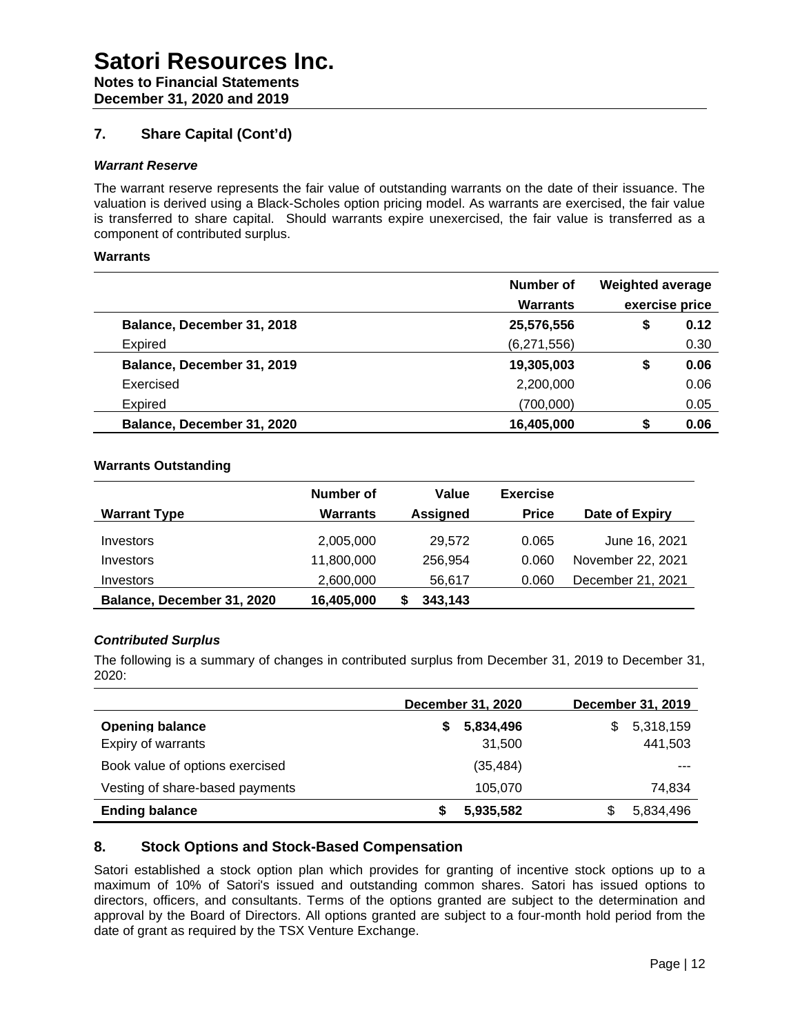## 7. Share Capital (Cont'd)

***Warrant Reserve***

The warrant reserve represents the fair value of outstanding warrants on the date of their issuance. The valuation is derived using a Black-Scholes option pricing model. As warrants are exercised, the fair value is transferred to share capital. Should warrants expire unexercised, the fair value is transferred as a component of contributed surplus.

**Warrants**

| | Number of Warrants | Weighted average exercise price |
|---|---|---|
| **Balance, December 31, 2018** | **25,576,556** | **$ 0.12** |
| Expired | (6,271,556) | 0.30 |
| **Balance, December 31, 2019** | **19,305,003** | **$ 0.06** |
| Exercised | 2,200,000 | 0.06 |
| Expired | (700,000) | 0.05 |
| **Balance, December 31, 2020** | **16,405,000** | **$ 0.06** |

**Warrants Outstanding**

| Warrant Type | Number of Warrants | Value Assigned | Exercise Price | Date of Expiry |
|---|---|---|---|---|
| Investors | 2,005,000 | 29,572 | 0.065 | June 16, 2021 |
| Investors | 11,800,000 | 256,954 | 0.060 | November 22, 2021 |
| Investors | 2,600,000 | 56,617 | 0.060 | December 21, 2021 |
| **Balance, December 31, 2020** | **16,405,000** | **$ 343,143** | | |

***Contributed Surplus***

The following is a summary of changes in contributed surplus from December 31, 2019 to December 31, 2020:

| | December 31, 2020 | December 31, 2019 |
|---|---|---|
| **Opening balance** | **$ 5,834,496** | $ 5,318,159 |
| Expiry of warrants | 31,500 | 441,503 |
| Book value of options exercised | (35,484) | --- |
| Vesting of share-based payments | 105,070 | 74,834 |
| **Ending balance** | **$ 5,935,582** | $ 5,834,496 |

## 8. Stock Options and Stock-Based Compensation

Satori established a stock option plan which provides for granting of incentive stock options up to a maximum of 10% of Satori's issued and outstanding common shares. Satori has issued options to directors, officers, and consultants. Terms of the options granted are subject to the determination and approval by the Board of Directors. All options granted are subject to a four-month hold period from the date of grant as required by the TSX Venture Exchange.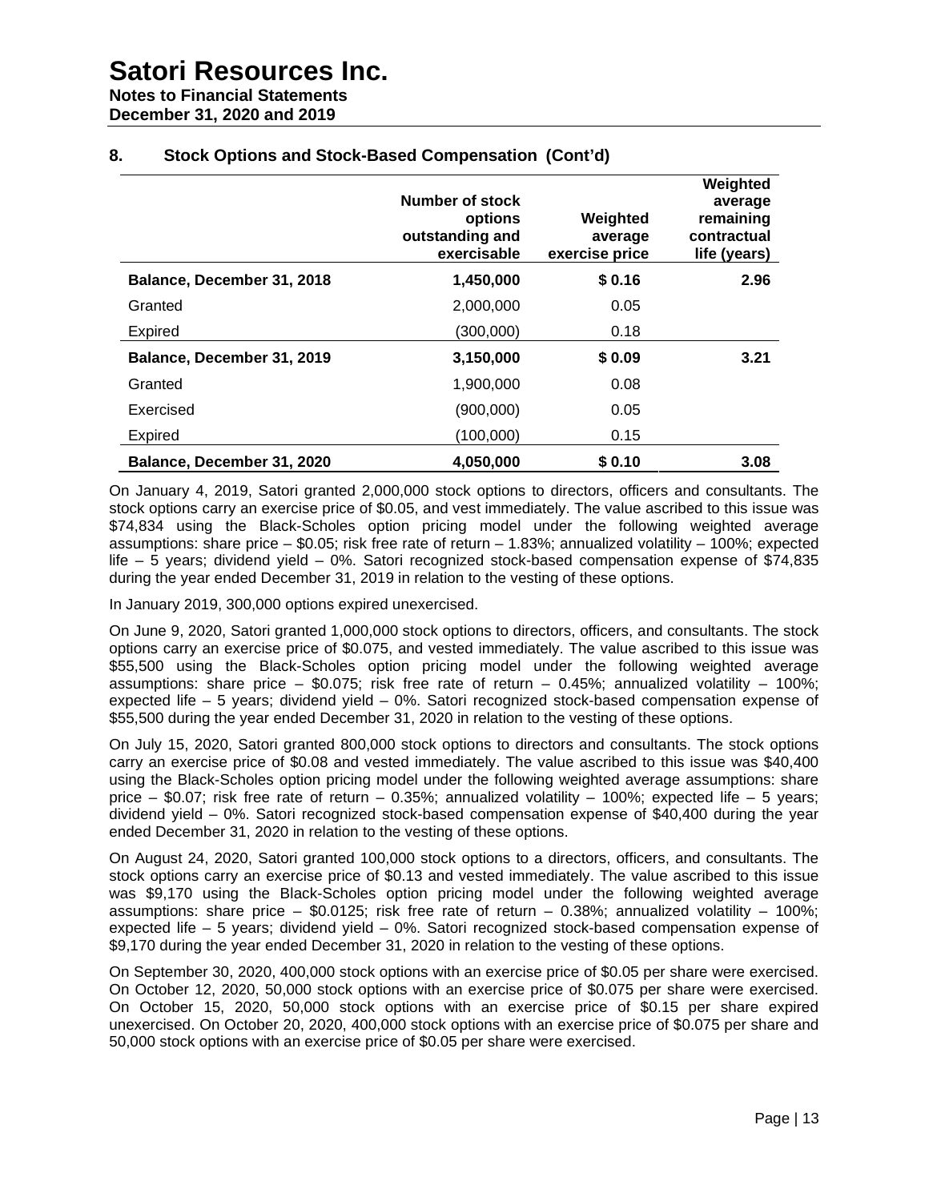## 8. Stock Options and Stock-Based Compensation (Cont'd)

| | Number of stock options outstanding and exercisable | Weighted average exercise price | Weighted average remaining contractual life (years) |
|---|---|---|---|
| **Balance, December 31, 2018** | **1,450,000** | **$ 0.16** | **2.96** |
| Granted | 2,000,000 | 0.05 | |
| Expired | (300,000) | 0.18 | |
| **Balance, December 31, 2019** | **3,150,000** | **$ 0.09** | **3.21** |
| Granted | 1,900,000 | 0.08 | |
| Exercised | (900,000) | 0.05 | |
| Expired | (100,000) | 0.15 | |
| **Balance, December 31, 2020** | **4,050,000** | **$ 0.10** | **3.08** |

On January 4, 2019, Satori granted 2,000,000 stock options to directors, officers and consultants. The stock options carry an exercise price of $0.05, and vest immediately. The value ascribed to this issue was $74,834 using the Black-Scholes option pricing model under the following weighted average assumptions: share price – $0.05; risk free rate of return – 1.83%; annualized volatility – 100%; expected life – 5 years; dividend yield – 0%. Satori recognized stock-based compensation expense of $74,835 during the year ended December 31, 2019 in relation to the vesting of these options.

In January 2019, 300,000 options expired unexercised.

On June 9, 2020, Satori granted 1,000,000 stock options to directors, officers, and consultants. The stock options carry an exercise price of $0.075, and vested immediately. The value ascribed to this issue was $55,500 using the Black-Scholes option pricing model under the following weighted average assumptions: share price – $0.075; risk free rate of return – 0.45%; annualized volatility – 100%; expected life – 5 years; dividend yield – 0%. Satori recognized stock-based compensation expense of $55,500 during the year ended December 31, 2020 in relation to the vesting of these options.

On July 15, 2020, Satori granted 800,000 stock options to directors and consultants. The stock options carry an exercise price of $0.08 and vested immediately. The value ascribed to this issue was $40,400 using the Black-Scholes option pricing model under the following weighted average assumptions: share price – $0.07; risk free rate of return – 0.35%; annualized volatility – 100%; expected life – 5 years; dividend yield – 0%. Satori recognized stock-based compensation expense of $40,400 during the year ended December 31, 2020 in relation to the vesting of these options.

On August 24, 2020, Satori granted 100,000 stock options to a directors, officers, and consultants. The stock options carry an exercise price of $0.13 and vested immediately. The value ascribed to this issue was $9,170 using the Black-Scholes option pricing model under the following weighted average assumptions: share price – $0.0125; risk free rate of return – 0.38%; annualized volatility – 100%; expected life – 5 years; dividend yield – 0%. Satori recognized stock-based compensation expense of $9,170 during the year ended December 31, 2020 in relation to the vesting of these options.

On September 30, 2020, 400,000 stock options with an exercise price of $0.05 per share were exercised. On October 12, 2020, 50,000 stock options with an exercise price of $0.075 per share were exercised. On October 15, 2020, 50,000 stock options with an exercise price of $0.15 per share expired unexercised. On October 20, 2020, 400,000 stock options with an exercise price of $0.075 per share and 50,000 stock options with an exercise price of $0.05 per share were exercised.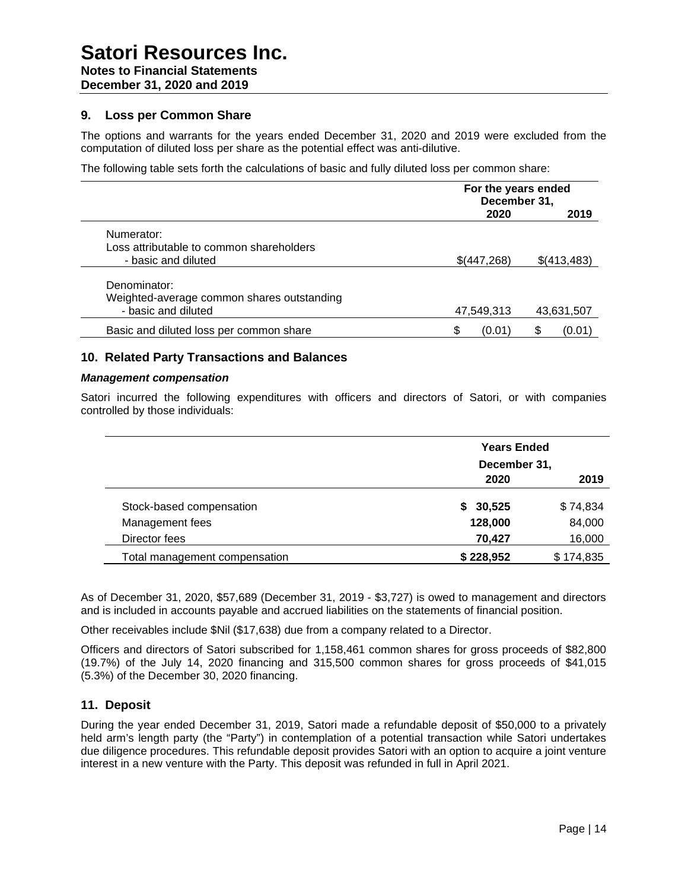## 9. Loss per Common Share

The options and warrants for the years ended December 31, 2020 and 2019 were excluded from the computation of diluted loss per share as the potential effect was anti-dilutive.

The following table sets forth the calculations of basic and fully diluted loss per common share:

| | For the years ended December 31, 2020 | 2019 |
|---|---|---|
| Numerator: | | |
| Loss attributable to common shareholders | | |
| - basic and diluted | $(447,268) | $(413,483) |
| Denominator: | | |
| Weighted-average common shares outstanding | | |
| - basic and diluted | 47,549,313 | 43,631,507 |
| Basic and diluted loss per common share | $ (0.01) | $ (0.01) |

## 10. Related Party Transactions and Balances

***Management compensation***

Satori incurred the following expenditures with officers and directors of Satori, or with companies controlled by those individuals:

| | Years Ended December 31, 2020 | 2019 |
|---|---|---|
| Stock-based compensation | **$ 30,525** | $ 74,834 |
| Management fees | **128,000** | 84,000 |
| Director fees | **70,427** | 16,000 |
| Total management compensation | **$ 228,952** | $ 174,835 |

As of December 31, 2020, $57,689 (December 31, 2019 - $3,727) is owed to management and directors and is included in accounts payable and accrued liabilities on the statements of financial position.

Other receivables include $Nil ($17,638) due from a company related to a Director.

Officers and directors of Satori subscribed for 1,158,461 common shares for gross proceeds of $82,800 (19.7%) of the July 14, 2020 financing and 315,500 common shares for gross proceeds of $41,015 (5.3%) of the December 30, 2020 financing.

## 11. Deposit

During the year ended December 31, 2019, Satori made a refundable deposit of $50,000 to a privately held arm's length party (the "Party") in contemplation of a potential transaction while Satori undertakes due diligence procedures. This refundable deposit provides Satori with an option to acquire a joint venture interest in a new venture with the Party. This deposit was refunded in full in April 2021.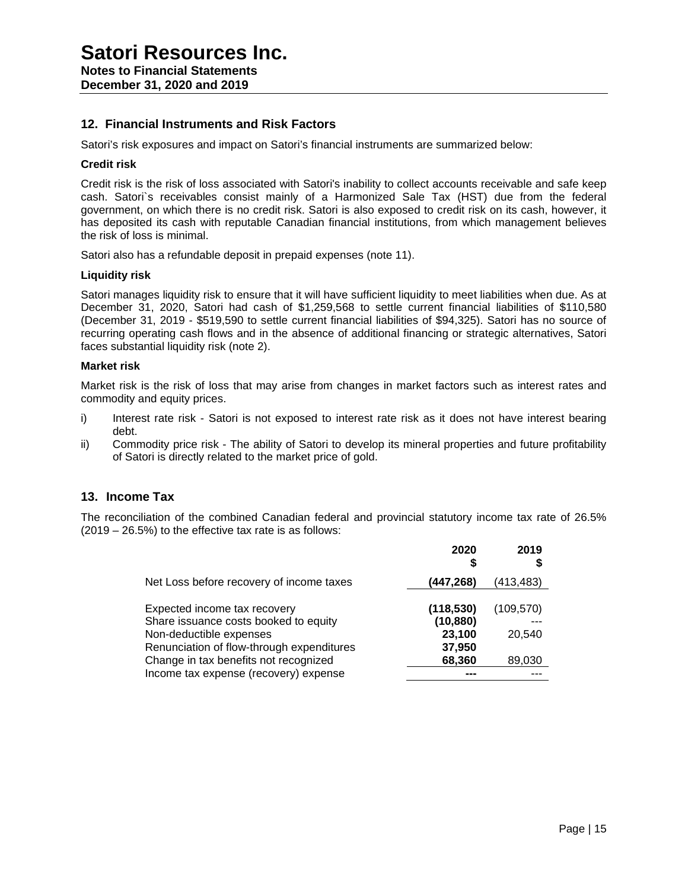# Satori Resources Inc.

**Notes to Financial Statements**
**December 31, 2020 and 2019**

## 12. Financial Instruments and Risk Factors

Satori's risk exposures and impact on Satori's financial instruments are summarized below:

**Credit risk**

Credit risk is the risk of loss associated with Satori's inability to collect accounts receivable and safe keep cash. Satori`s receivables consist mainly of a Harmonized Sale Tax (HST) due from the federal government, on which there is no credit risk. Satori is also exposed to credit risk on its cash, however, it has deposited its cash with reputable Canadian financial institutions, from which management believes the risk of loss is minimal.

Satori also has a refundable deposit in prepaid expenses (note 11).

**Liquidity risk**

Satori manages liquidity risk to ensure that it will have sufficient liquidity to meet liabilities when due. As at December 31, 2020, Satori had cash of $1,259,568 to settle current financial liabilities of $110,580 (December 31, 2019 - $519,590 to settle current financial liabilities of $94,325). Satori has no source of recurring operating cash flows and in the absence of additional financing or strategic alternatives, Satori faces substantial liquidity risk (note 2).

**Market risk**

Market risk is the risk of loss that may arise from changes in market factors such as interest rates and commodity and equity prices.

i) Interest rate risk - Satori is not exposed to interest rate risk as it does not have interest bearing debt.

ii) Commodity price risk - The ability of Satori to develop its mineral properties and future profitability of Satori is directly related to the market price of gold.

## 13. Income Tax

The reconciliation of the combined Canadian federal and provincial statutory income tax rate of 26.5% (2019 – 26.5%) to the effective tax rate is as follows:

| | 2020 $ | 2019 $ |
|---|---|---|
| Net Loss before recovery of income taxes | **(447,268)** | (413,483) |
| Expected income tax recovery | **(118,530)** | (109,570) |
| Share issuance costs booked to equity | **(10,880)** | --- |
| Non-deductible expenses | **23,100** | 20,540 |
| Renunciation of flow-through expenditures | **37,950** | |
| Change in tax benefits not recognized | **68,360** | 89,030 |
| Income tax expense (recovery) expense | **---** | --- |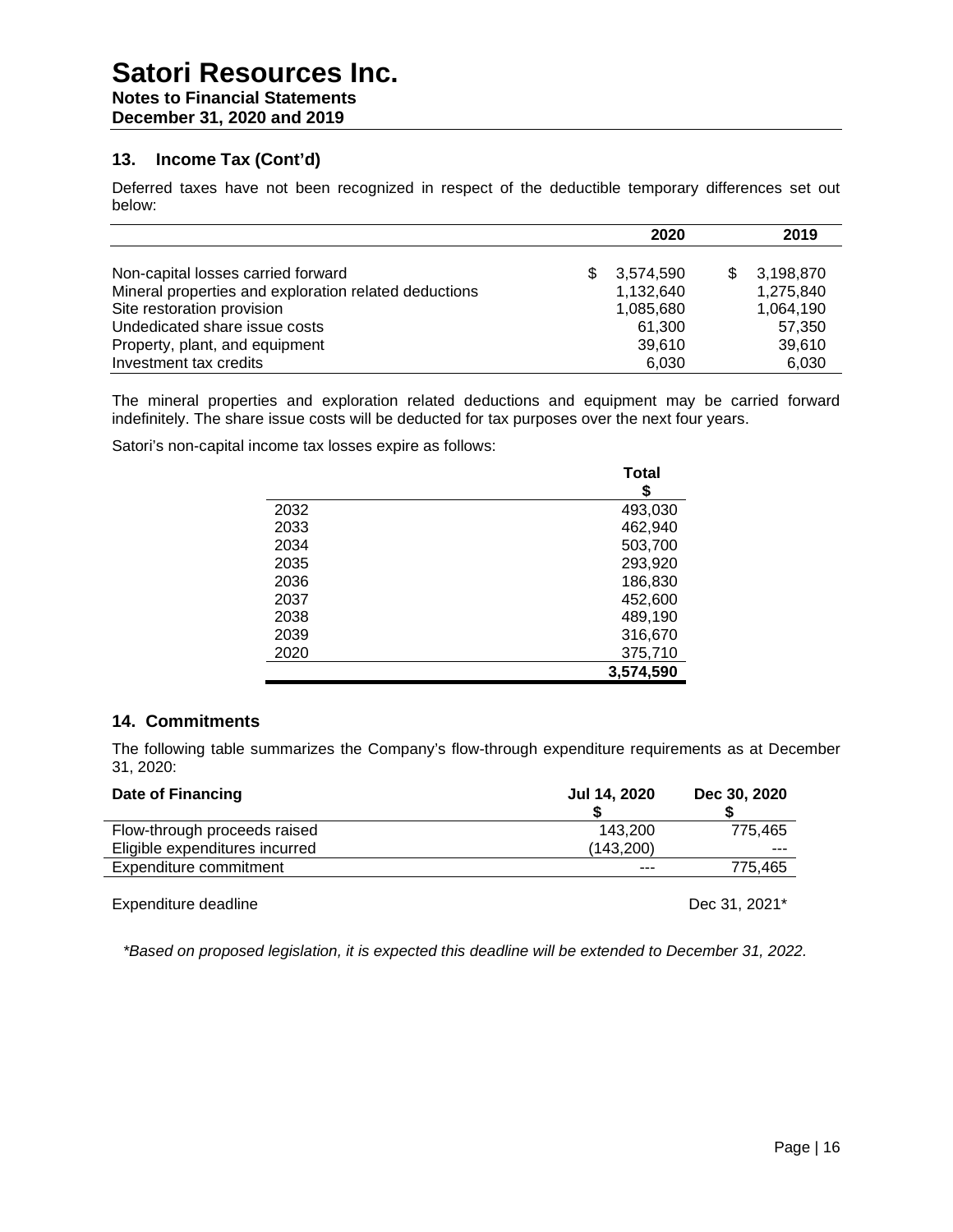## 13. Income Tax (Cont'd)

Deferred taxes have not been recognized in respect of the deductible temporary differences set out below:

| | 2020 | 2019 |
|---|---|---|
| Non-capital losses carried forward | $ 3,574,590 | $ 3,198,870 |
| Mineral properties and exploration related deductions | 1,132,640 | 1,275,840 |
| Site restoration provision | 1,085,680 | 1,064,190 |
| Undedicated share issue costs | 61,300 | 57,350 |
| Property, plant, and equipment | 39,610 | 39,610 |
| Investment tax credits | 6,030 | 6,030 |

The mineral properties and exploration related deductions and equipment may be carried forward indefinitely. The share issue costs will be deducted for tax purposes over the next four years.

Satori's non-capital income tax losses expire as follows:

| | Total $ |
|---|---|
| 2032 | 493,030 |
| 2033 | 462,940 |
| 2034 | 503,700 |
| 2035 | 293,920 |
| 2036 | 186,830 |
| 2037 | 452,600 |
| 2038 | 489,190 |
| 2039 | 316,670 |
| 2020 | 375,710 |
| | **3,574,590** |

## 14. Commitments

The following table summarizes the Company's flow-through expenditure requirements as at December 31, 2020:

| Date of Financing | Jul 14, 2020 $ | Dec 30, 2020 $ |
|---|---|---|
| Flow-through proceeds raised | 143,200 | 775,465 |
| Eligible expenditures incurred | (143,200) | --- |
| Expenditure commitment | --- | 775,465 |
| | | |
| Expenditure deadline | | Dec 31, 2021* |

*Based on proposed legislation, it is expected this deadline will be extended to December 31, 2022.*